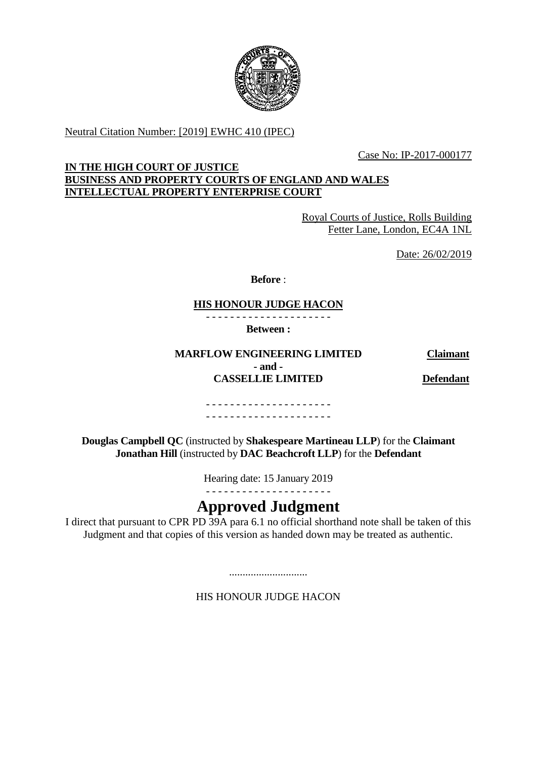Neutral Citation Number: [2019] EWHC 410 (IPEC)

Case No: IP-2017-000177

**IN THE HIGH COURT OF JUSTICE**
**BUSINESS AND PROPERTY COURTS OF ENGLAND AND WALES**
**INTELLECTUAL PROPERTY ENTERPRISE COURT**

Royal Courts of Justice, Rolls Building
Fetter Lane, London, EC4A 1NL

Date: 26/02/2019

**Before** :

**HIS HONOUR JUDGE HACON**

- - - - - - - - - - - - - - - - - - - - -

**Between :**

| | |
|---|---|
| **MARFLOW ENGINEERING LIMITED** | **Claimant** |
| **- and -** | |
| **CASSELLIE LIMITED** | **Defendant** |

- - - - - - - - - - - - - - - - - - - - -
- - - - - - - - - - - - - - - - - - - - -

**Douglas Campbell QC** (instructed by **Shakespeare Martineau LLP**) for the **Claimant**
**Jonathan Hill** (instructed by **DAC Beachcroft LLP**) for the **Defendant**

Hearing date: 15 January 2019

- - - - - - - - - - - - - - - - - - - - -

# Approved Judgment

I direct that pursuant to CPR PD 39A para 6.1 no official shorthand note shall be taken of this Judgment and that copies of this version as handed down may be treated as authentic.

.............................

HIS HONOUR JUDGE HACON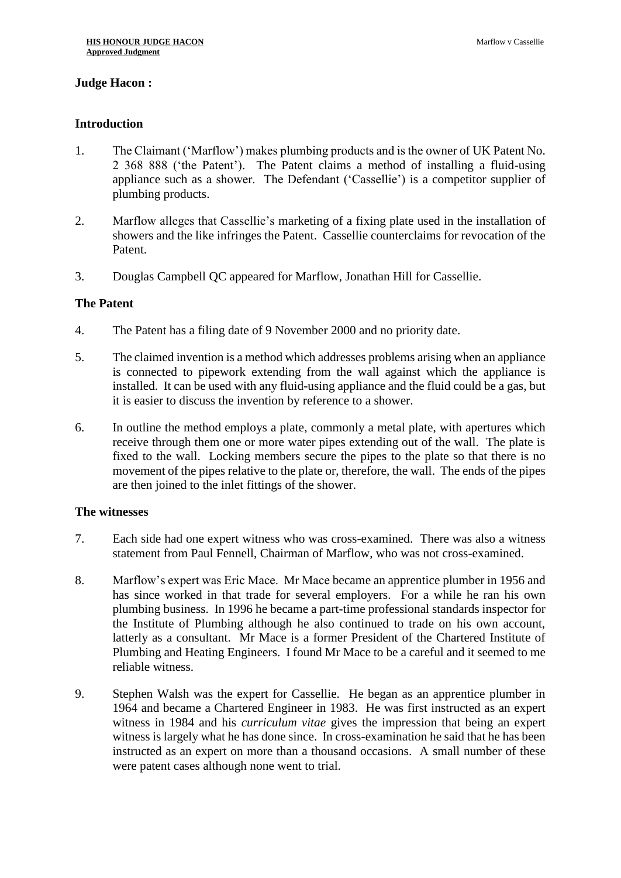**Judge Hacon :**

**Introduction**

1. The Claimant ('Marflow') makes plumbing products and is the owner of UK Patent No. 2 368 888 ('the Patent'). The Patent claims a method of installing a fluid-using appliance such as a shower. The Defendant ('Cassellie') is a competitor supplier of plumbing products.

2. Marflow alleges that Cassellie's marketing of a fixing plate used in the installation of showers and the like infringes the Patent. Cassellie counterclaims for revocation of the Patent.

3. Douglas Campbell QC appeared for Marflow, Jonathan Hill for Cassellie.

**The Patent**

4. The Patent has a filing date of 9 November 2000 and no priority date.

5. The claimed invention is a method which addresses problems arising when an appliance is connected to pipework extending from the wall against which the appliance is installed. It can be used with any fluid-using appliance and the fluid could be a gas, but it is easier to discuss the invention by reference to a shower.

6. In outline the method employs a plate, commonly a metal plate, with apertures which receive through them one or more water pipes extending out of the wall. The plate is fixed to the wall. Locking members secure the pipes to the plate so that there is no movement of the pipes relative to the plate or, therefore, the wall. The ends of the pipes are then joined to the inlet fittings of the shower.

**The witnesses**

7. Each side had one expert witness who was cross-examined. There was also a witness statement from Paul Fennell, Chairman of Marflow, who was not cross-examined.

8. Marflow's expert was Eric Mace. Mr Mace became an apprentice plumber in 1956 and has since worked in that trade for several employers. For a while he ran his own plumbing business. In 1996 he became a part-time professional standards inspector for the Institute of Plumbing although he also continued to trade on his own account, latterly as a consultant. Mr Mace is a former President of the Chartered Institute of Plumbing and Heating Engineers. I found Mr Mace to be a careful and it seemed to me reliable witness.

9. Stephen Walsh was the expert for Cassellie. He began as an apprentice plumber in 1964 and became a Chartered Engineer in 1983. He was first instructed as an expert witness in 1984 and his *curriculum vitae* gives the impression that being an expert witness is largely what he has done since. In cross-examination he said that he has been instructed as an expert on more than a thousand occasions. A small number of these were patent cases although none went to trial.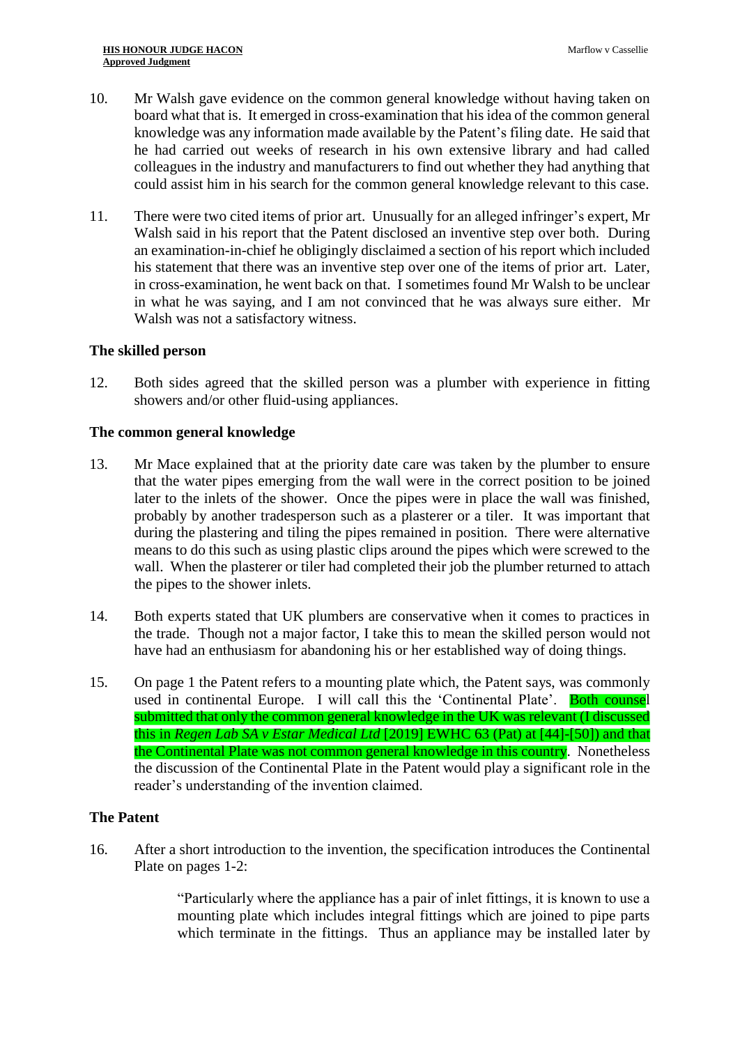10. Mr Walsh gave evidence on the common general knowledge without having taken on board what that is. It emerged in cross-examination that his idea of the common general knowledge was any information made available by the Patent's filing date. He said that he had carried out weeks of research in his own extensive library and had called colleagues in the industry and manufacturers to find out whether they had anything that could assist him in his search for the common general knowledge relevant to this case.

11. There were two cited items of prior art. Unusually for an alleged infringer's expert, Mr Walsh said in his report that the Patent disclosed an inventive step over both. During an examination-in-chief he obligingly disclaimed a section of his report which included his statement that there was an inventive step over one of the items of prior art. Later, in cross-examination, he went back on that. I sometimes found Mr Walsh to be unclear in what he was saying, and I am not convinced that he was always sure either. Mr Walsh was not a satisfactory witness.

### The skilled person

12. Both sides agreed that the skilled person was a plumber with experience in fitting showers and/or other fluid-using appliances.

### The common general knowledge

13. Mr Mace explained that at the priority date care was taken by the plumber to ensure that the water pipes emerging from the wall were in the correct position to be joined later to the inlets of the shower. Once the pipes were in place the wall was finished, probably by another tradesperson such as a plasterer or a tiler. It was important that during the plastering and tiling the pipes remained in position. There were alternative means to do this such as using plastic clips around the pipes which were screwed to the wall. When the plasterer or tiler had completed their job the plumber returned to attach the pipes to the shower inlets.

14. Both experts stated that UK plumbers are conservative when it comes to practices in the trade. Though not a major factor, I take this to mean the skilled person would not have had an enthusiasm for abandoning his or her established way of doing things.

15. On page 1 the Patent refers to a mounting plate which, the Patent says, was commonly used in continental Europe. I will call this the 'Continental Plate'. Both counsel submitted that only the common general knowledge in the UK was relevant (I discussed this in *Regen Lab SA v Estar Medical Ltd* [2019] EWHC 63 (Pat) at [44]-[50]) and that the Continental Plate was not common general knowledge in this country. Nonetheless the discussion of the Continental Plate in the Patent would play a significant role in the reader's understanding of the invention claimed.

### The Patent

16. After a short introduction to the invention, the specification introduces the Continental Plate on pages 1-2:

> "Particularly where the appliance has a pair of inlet fittings, it is known to use a mounting plate which includes integral fittings which are joined to pipe parts which terminate in the fittings. Thus an appliance may be installed later by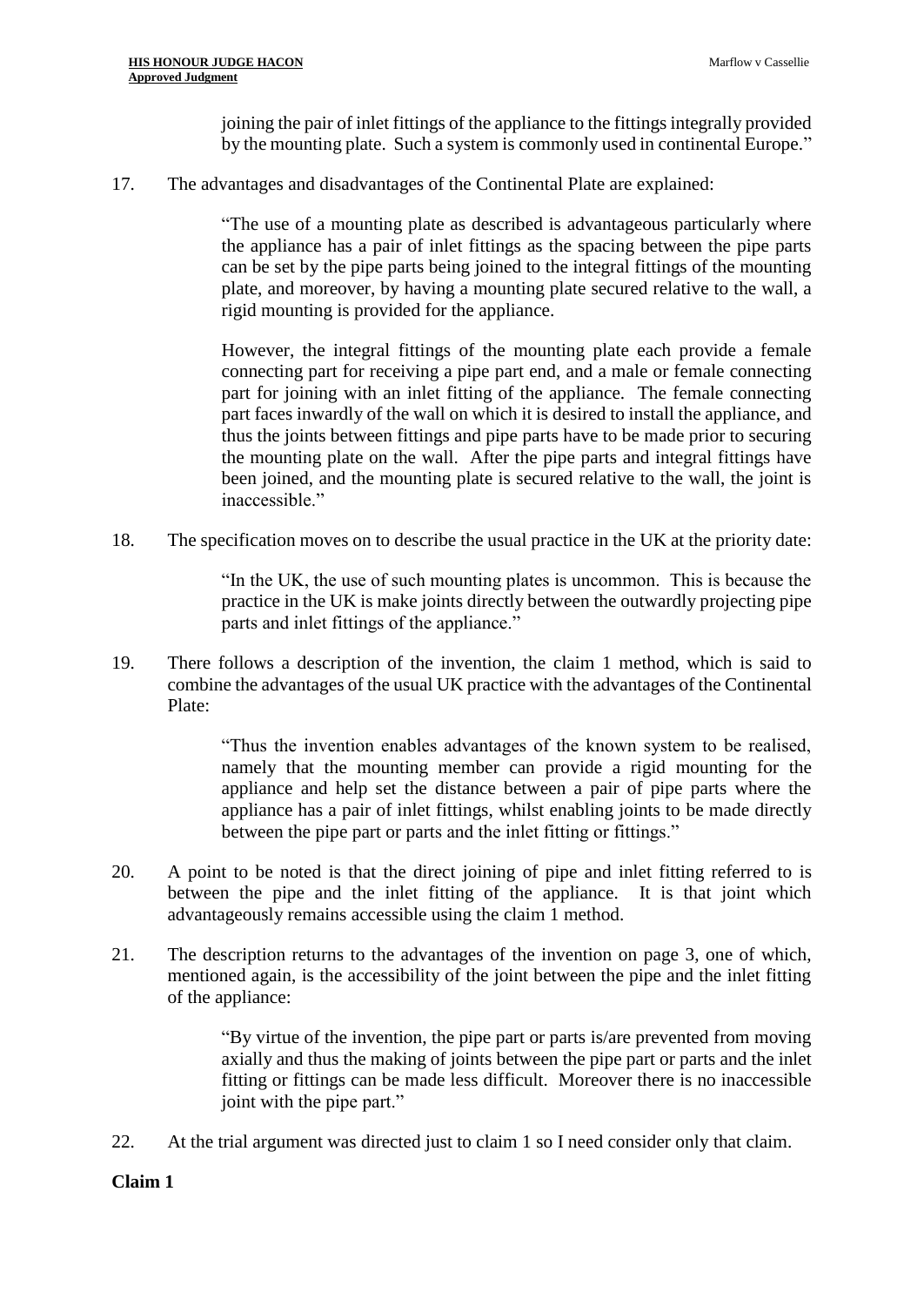joining the pair of inlet fittings of the appliance to the fittings integrally provided by the mounting plate. Such a system is commonly used in continental Europe."

17. The advantages and disadvantages of the Continental Plate are explained:

> "The use of a mounting plate as described is advantageous particularly where the appliance has a pair of inlet fittings as the spacing between the pipe parts can be set by the pipe parts being joined to the integral fittings of the mounting plate, and moreover, by having a mounting plate secured relative to the wall, a rigid mounting is provided for the appliance.
>
> However, the integral fittings of the mounting plate each provide a female connecting part for receiving a pipe part end, and a male or female connecting part for joining with an inlet fitting of the appliance. The female connecting part faces inwardly of the wall on which it is desired to install the appliance, and thus the joints between fittings and pipe parts have to be made prior to securing the mounting plate on the wall. After the pipe parts and integral fittings have been joined, and the mounting plate is secured relative to the wall, the joint is inaccessible."

18. The specification moves on to describe the usual practice in the UK at the priority date:

> "In the UK, the use of such mounting plates is uncommon. This is because the practice in the UK is make joints directly between the outwardly projecting pipe parts and inlet fittings of the appliance."

19. There follows a description of the invention, the claim 1 method, which is said to combine the advantages of the usual UK practice with the advantages of the Continental Plate:

> "Thus the invention enables advantages of the known system to be realised, namely that the mounting member can provide a rigid mounting for the appliance and help set the distance between a pair of pipe parts where the appliance has a pair of inlet fittings, whilst enabling joints to be made directly between the pipe part or parts and the inlet fitting or fittings."

20. A point to be noted is that the direct joining of pipe and inlet fitting referred to is between the pipe and the inlet fitting of the appliance. It is that joint which advantageously remains accessible using the claim 1 method.

21. The description returns to the advantages of the invention on page 3, one of which, mentioned again, is the accessibility of the joint between the pipe and the inlet fitting of the appliance:

> "By virtue of the invention, the pipe part or parts is/are prevented from moving axially and thus the making of joints between the pipe part or parts and the inlet fitting or fittings can be made less difficult. Moreover there is no inaccessible joint with the pipe part."

22. At the trial argument was directed just to claim 1 so I need consider only that claim.

**Claim 1**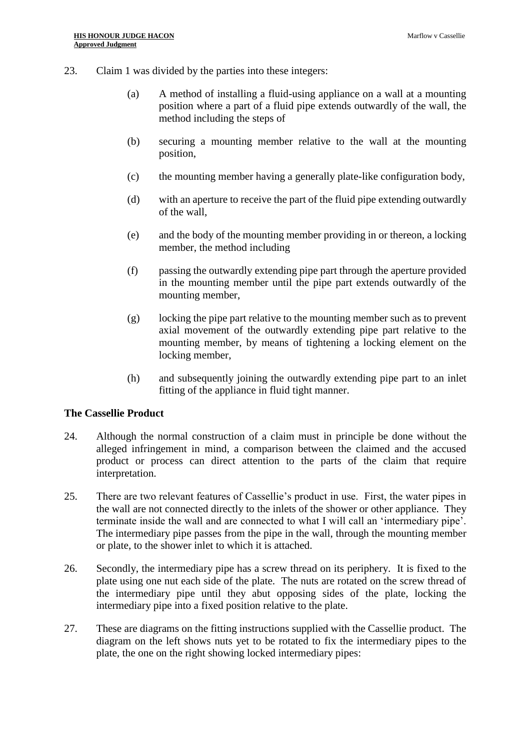23. Claim 1 was divided by the parties into these integers:

    (a) A method of installing a fluid-using appliance on a wall at a mounting position where a part of a fluid pipe extends outwardly of the wall, the method including the steps of

    (b) securing a mounting member relative to the wall at the mounting position,

    (c) the mounting member having a generally plate-like configuration body,

    (d) with an aperture to receive the part of the fluid pipe extending outwardly of the wall,

    (e) and the body of the mounting member providing in or thereon, a locking member, the method including

    (f) passing the outwardly extending pipe part through the aperture provided in the mounting member until the pipe part extends outwardly of the mounting member,

    (g) locking the pipe part relative to the mounting member such as to prevent axial movement of the outwardly extending pipe part relative to the mounting member, by means of tightening a locking element on the locking member,

    (h) and subsequently joining the outwardly extending pipe part to an inlet fitting of the appliance in fluid tight manner.

### The Cassellie Product

24. Although the normal construction of a claim must in principle be done without the alleged infringement in mind, a comparison between the claimed and the accused product or process can direct attention to the parts of the claim that require interpretation.

25. There are two relevant features of Cassellie's product in use. First, the water pipes in the wall are not connected directly to the inlets of the shower or other appliance. They terminate inside the wall and are connected to what I will call an 'intermediary pipe'. The intermediary pipe passes from the pipe in the wall, through the mounting member or plate, to the shower inlet to which it is attached.

26. Secondly, the intermediary pipe has a screw thread on its periphery. It is fixed to the plate using one nut each side of the plate. The nuts are rotated on the screw thread of the intermediary pipe until they abut opposing sides of the plate, locking the intermediary pipe into a fixed position relative to the plate.

27. These are diagrams on the fitting instructions supplied with the Cassellie product. The diagram on the left shows nuts yet to be rotated to fix the intermediary pipes to the plate, the one on the right showing locked intermediary pipes: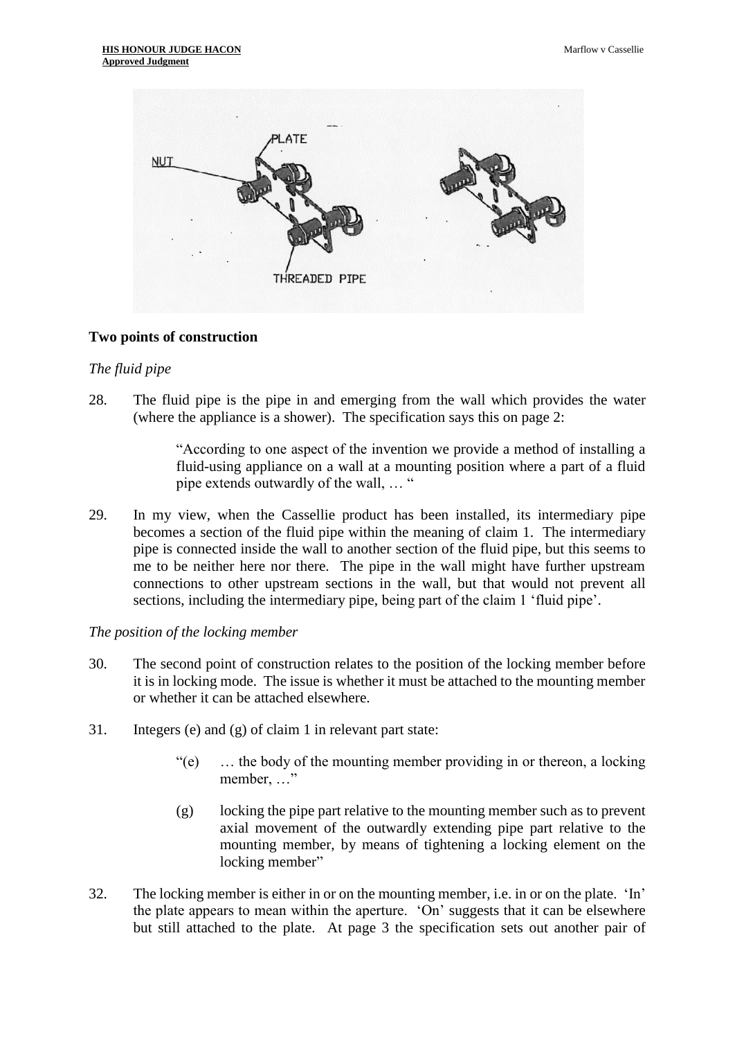## Two points of construction

*The fluid pipe*

28. The fluid pipe is the pipe in and emerging from the wall which provides the water (where the appliance is a shower). The specification says this on page 2:

> "According to one aspect of the invention we provide a method of installing a fluid-using appliance on a wall at a mounting position where a part of a fluid pipe extends outwardly of the wall, … "

29. In my view, when the Cassellie product has been installed, its intermediary pipe becomes a section of the fluid pipe within the meaning of claim 1. The intermediary pipe is connected inside the wall to another section of the fluid pipe, but this seems to me to be neither here nor there. The pipe in the wall might have further upstream connections to other upstream sections in the wall, but that would not prevent all sections, including the intermediary pipe, being part of the claim 1 'fluid pipe'.

*The position of the locking member*

30. The second point of construction relates to the position of the locking member before it is in locking mode. The issue is whether it must be attached to the mounting member or whether it can be attached elsewhere.

31. Integers (e) and (g) of claim 1 in relevant part state:

> "(e) … the body of the mounting member providing in or thereon, a locking member, …"
>
> (g) locking the pipe part relative to the mounting member such as to prevent axial movement of the outwardly extending pipe part relative to the mounting member, by means of tightening a locking element on the locking member"

32. The locking member is either in or on the mounting member, i.e. in or on the plate. 'In' the plate appears to mean within the aperture. 'On' suggests that it can be elsewhere but still attached to the plate. At page 3 the specification sets out another pair of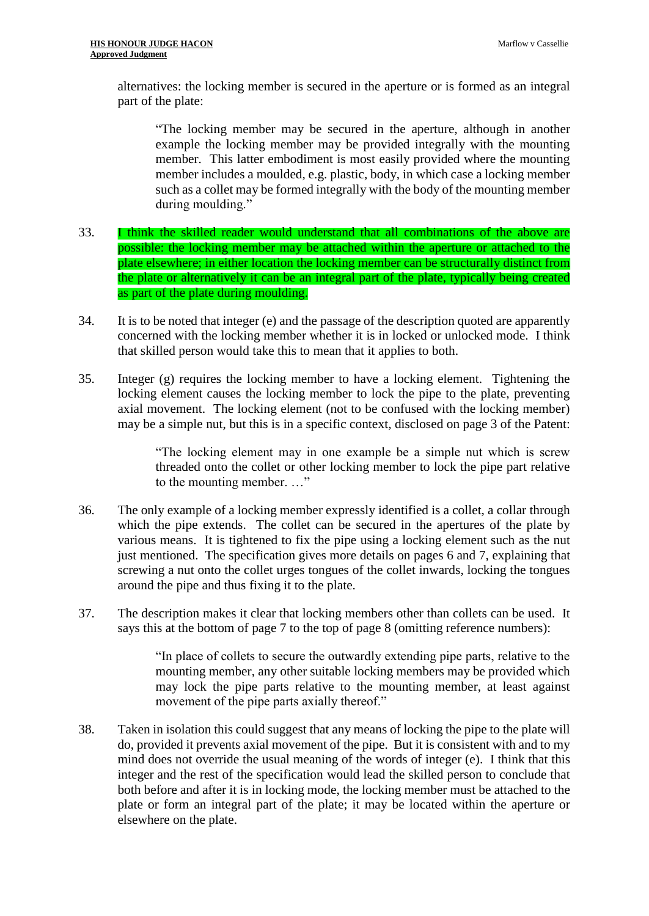alternatives: the locking member is secured in the aperture or is formed as an integral part of the plate:

> "The locking member may be secured in the aperture, although in another example the locking member may be provided integrally with the mounting member. This latter embodiment is most easily provided where the mounting member includes a moulded, e.g. plastic, body, in which case a locking member such as a collet may be formed integrally with the body of the mounting member during moulding."

33. I think the skilled reader would understand that all combinations of the above are possible: the locking member may be attached within the aperture or attached to the plate elsewhere; in either location the locking member can be structurally distinct from the plate or alternatively it can be an integral part of the plate, typically being created as part of the plate during moulding.

34. It is to be noted that integer (e) and the passage of the description quoted are apparently concerned with the locking member whether it is in locked or unlocked mode. I think that skilled person would take this to mean that it applies to both.

35. Integer (g) requires the locking member to have a locking element. Tightening the locking element causes the locking member to lock the pipe to the plate, preventing axial movement. The locking element (not to be confused with the locking member) may be a simple nut, but this is in a specific context, disclosed on page 3 of the Patent:

> "The locking element may in one example be a simple nut which is screw threaded onto the collet or other locking member to lock the pipe part relative to the mounting member. …"

36. The only example of a locking member expressly identified is a collet, a collar through which the pipe extends. The collet can be secured in the apertures of the plate by various means. It is tightened to fix the pipe using a locking element such as the nut just mentioned. The specification gives more details on pages 6 and 7, explaining that screwing a nut onto the collet urges tongues of the collet inwards, locking the tongues around the pipe and thus fixing it to the plate.

37. The description makes it clear that locking members other than collets can be used. It says this at the bottom of page 7 to the top of page 8 (omitting reference numbers):

> "In place of collets to secure the outwardly extending pipe parts, relative to the mounting member, any other suitable locking members may be provided which may lock the pipe parts relative to the mounting member, at least against movement of the pipe parts axially thereof."

38. Taken in isolation this could suggest that any means of locking the pipe to the plate will do, provided it prevents axial movement of the pipe. But it is consistent with and to my mind does not override the usual meaning of the words of integer (e). I think that this integer and the rest of the specification would lead the skilled person to conclude that both before and after it is in locking mode, the locking member must be attached to the plate or form an integral part of the plate; it may be located within the aperture or elsewhere on the plate.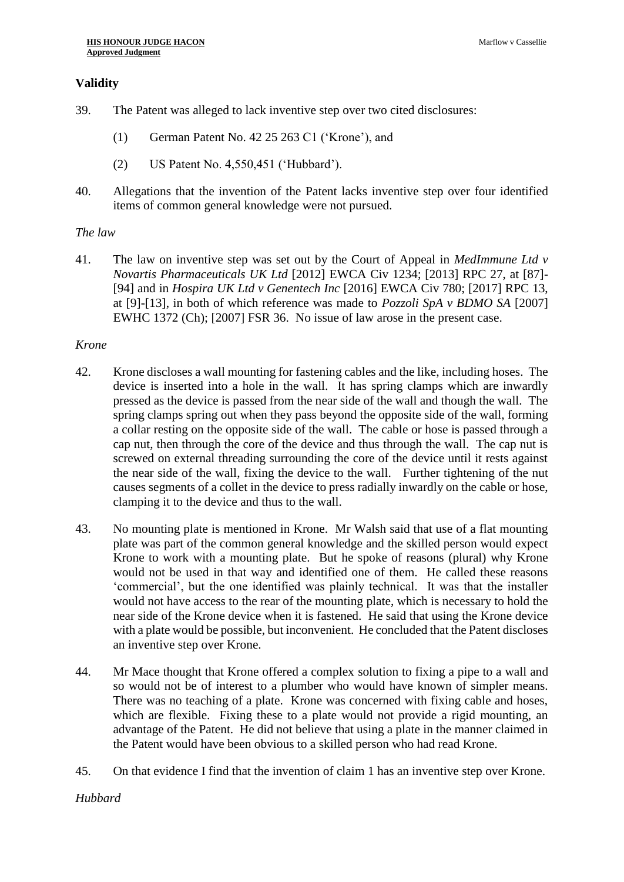## Validity

39. The Patent was alleged to lack inventive step over two cited disclosures:

    (1) German Patent No. 42 25 263 C1 ('Krone'), and

    (2) US Patent No. 4,550,451 ('Hubbard').

40. Allegations that the invention of the Patent lacks inventive step over four identified items of common general knowledge were not pursued.

*The law*

41. The law on inventive step was set out by the Court of Appeal in *MedImmune Ltd v Novartis Pharmaceuticals UK Ltd* [2012] EWCA Civ 1234; [2013] RPC 27, at [87]-[94] and in *Hospira UK Ltd v Genentech Inc* [2016] EWCA Civ 780; [2017] RPC 13, at [9]-[13], in both of which reference was made to *Pozzoli SpA v BDMO SA* [2007] EWHC 1372 (Ch); [2007] FSR 36. No issue of law arose in the present case.

*Krone*

42. Krone discloses a wall mounting for fastening cables and the like, including hoses. The device is inserted into a hole in the wall. It has spring clamps which are inwardly pressed as the device is passed from the near side of the wall and though the wall. The spring clamps spring out when they pass beyond the opposite side of the wall, forming a collar resting on the opposite side of the wall. The cable or hose is passed through a cap nut, then through the core of the device and thus through the wall. The cap nut is screwed on external threading surrounding the core of the device until it rests against the near side of the wall, fixing the device to the wall. Further tightening of the nut causes segments of a collet in the device to press radially inwardly on the cable or hose, clamping it to the device and thus to the wall.

43. No mounting plate is mentioned in Krone. Mr Walsh said that use of a flat mounting plate was part of the common general knowledge and the skilled person would expect Krone to work with a mounting plate. But he spoke of reasons (plural) why Krone would not be used in that way and identified one of them. He called these reasons 'commercial', but the one identified was plainly technical. It was that the installer would not have access to the rear of the mounting plate, which is necessary to hold the near side of the Krone device when it is fastened. He said that using the Krone device with a plate would be possible, but inconvenient. He concluded that the Patent discloses an inventive step over Krone.

44. Mr Mace thought that Krone offered a complex solution to fixing a pipe to a wall and so would not be of interest to a plumber who would have known of simpler means. There was no teaching of a plate. Krone was concerned with fixing cable and hoses, which are flexible. Fixing these to a plate would not provide a rigid mounting, an advantage of the Patent. He did not believe that using a plate in the manner claimed in the Patent would have been obvious to a skilled person who had read Krone.

45. On that evidence I find that the invention of claim 1 has an inventive step over Krone.

*Hubbard*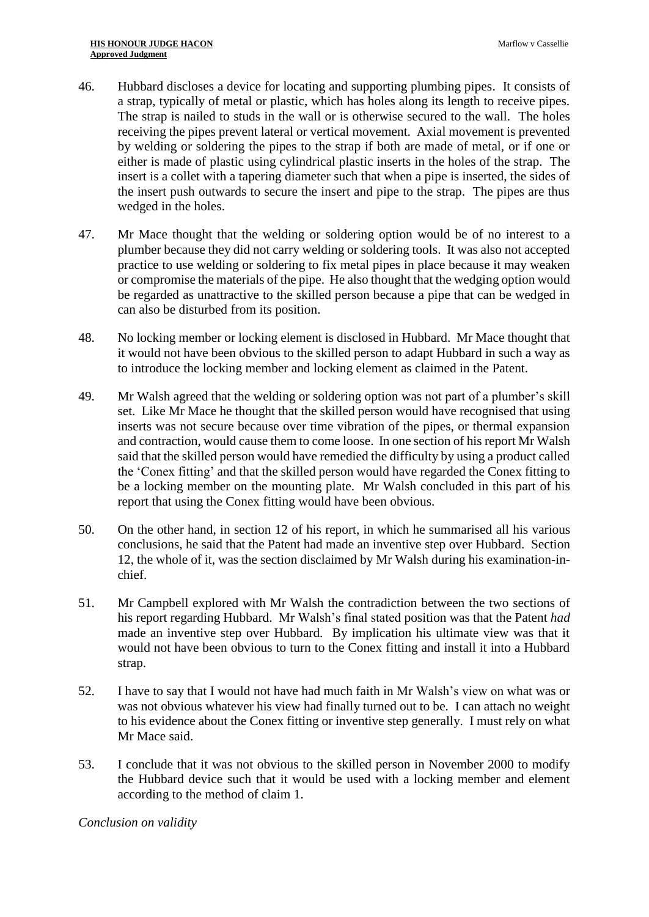46. Hubbard discloses a device for locating and supporting plumbing pipes. It consists of a strap, typically of metal or plastic, which has holes along its length to receive pipes. The strap is nailed to studs in the wall or is otherwise secured to the wall. The holes receiving the pipes prevent lateral or vertical movement. Axial movement is prevented by welding or soldering the pipes to the strap if both are made of metal, or if one or either is made of plastic using cylindrical plastic inserts in the holes of the strap. The insert is a collet with a tapering diameter such that when a pipe is inserted, the sides of the insert push outwards to secure the insert and pipe to the strap. The pipes are thus wedged in the holes.

47. Mr Mace thought that the welding or soldering option would be of no interest to a plumber because they did not carry welding or soldering tools. It was also not accepted practice to use welding or soldering to fix metal pipes in place because it may weaken or compromise the materials of the pipe. He also thought that the wedging option would be regarded as unattractive to the skilled person because a pipe that can be wedged in can also be disturbed from its position.

48. No locking member or locking element is disclosed in Hubbard. Mr Mace thought that it would not have been obvious to the skilled person to adapt Hubbard in such a way as to introduce the locking member and locking element as claimed in the Patent.

49. Mr Walsh agreed that the welding or soldering option was not part of a plumber's skill set. Like Mr Mace he thought that the skilled person would have recognised that using inserts was not secure because over time vibration of the pipes, or thermal expansion and contraction, would cause them to come loose. In one section of his report Mr Walsh said that the skilled person would have remedied the difficulty by using a product called the 'Conex fitting' and that the skilled person would have regarded the Conex fitting to be a locking member on the mounting plate. Mr Walsh concluded in this part of his report that using the Conex fitting would have been obvious.

50. On the other hand, in section 12 of his report, in which he summarised all his various conclusions, he said that the Patent had made an inventive step over Hubbard. Section 12, the whole of it, was the section disclaimed by Mr Walsh during his examination-in-chief.

51. Mr Campbell explored with Mr Walsh the contradiction between the two sections of his report regarding Hubbard. Mr Walsh's final stated position was that the Patent *had* made an inventive step over Hubbard. By implication his ultimate view was that it would not have been obvious to turn to the Conex fitting and install it into a Hubbard strap.

52. I have to say that I would not have had much faith in Mr Walsh's view on what was or was not obvious whatever his view had finally turned out to be. I can attach no weight to his evidence about the Conex fitting or inventive step generally. I must rely on what Mr Mace said.

53. I conclude that it was not obvious to the skilled person in November 2000 to modify the Hubbard device such that it would be used with a locking member and element according to the method of claim 1.

*Conclusion on validity*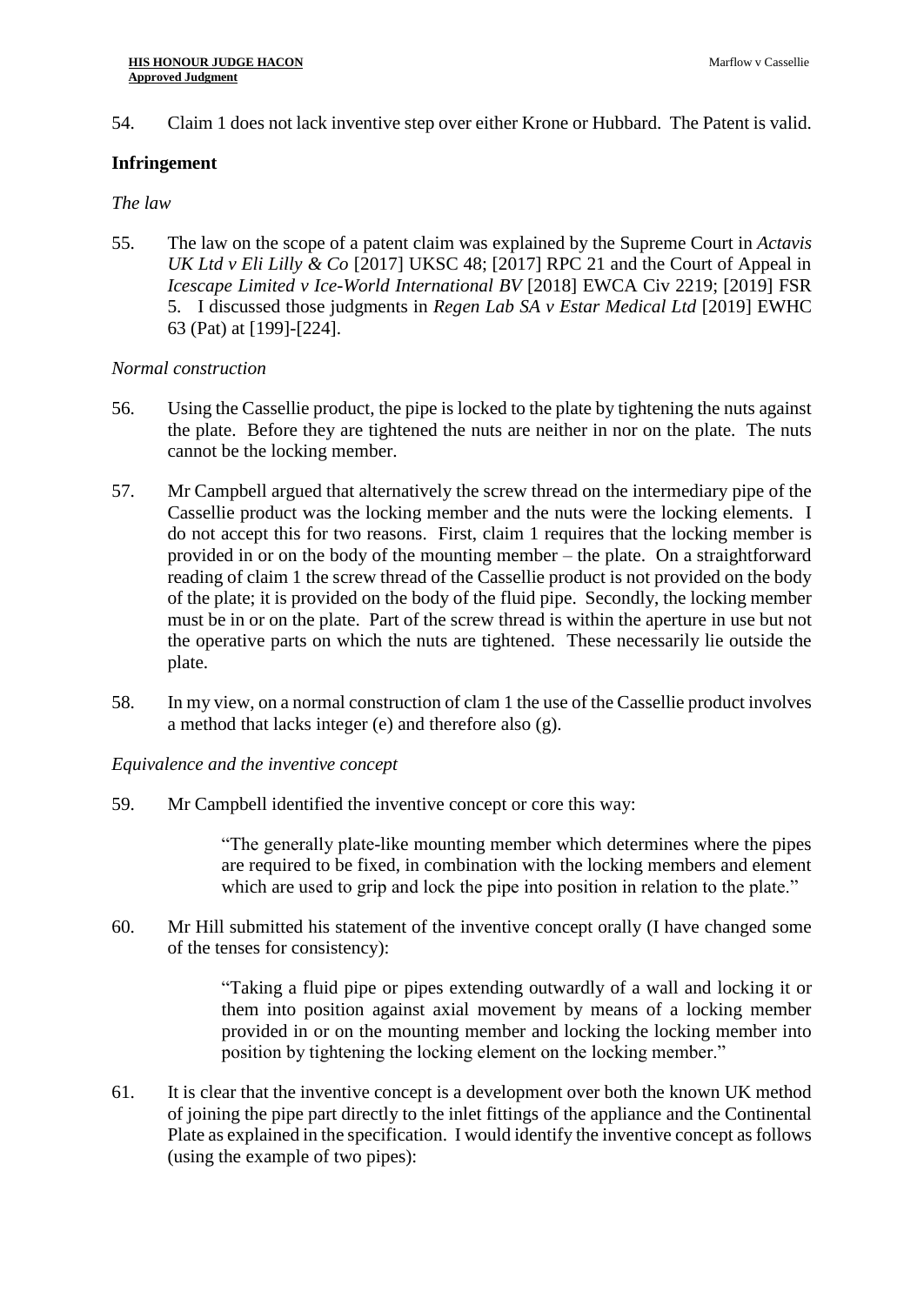54. Claim 1 does not lack inventive step over either Krone or Hubbard. The Patent is valid.

## Infringement

*The law*

55. The law on the scope of a patent claim was explained by the Supreme Court in *Actavis UK Ltd v Eli Lilly & Co* [2017] UKSC 48; [2017] RPC 21 and the Court of Appeal in *Icescape Limited v Ice-World International BV* [2018] EWCA Civ 2219; [2019] FSR 5. I discussed those judgments in *Regen Lab SA v Estar Medical Ltd* [2019] EWHC 63 (Pat) at [199]-[224].

*Normal construction*

56. Using the Cassellie product, the pipe is locked to the plate by tightening the nuts against the plate. Before they are tightened the nuts are neither in nor on the plate. The nuts cannot be the locking member.

57. Mr Campbell argued that alternatively the screw thread on the intermediary pipe of the Cassellie product was the locking member and the nuts were the locking elements. I do not accept this for two reasons. First, claim 1 requires that the locking member is provided in or on the body of the mounting member – the plate. On a straightforward reading of claim 1 the screw thread of the Cassellie product is not provided on the body of the plate; it is provided on the body of the fluid pipe. Secondly, the locking member must be in or on the plate. Part of the screw thread is within the aperture in use but not the operative parts on which the nuts are tightened. These necessarily lie outside the plate.

58. In my view, on a normal construction of clam 1 the use of the Cassellie product involves a method that lacks integer (e) and therefore also (g).

*Equivalence and the inventive concept*

59. Mr Campbell identified the inventive concept or core this way:

> "The generally plate-like mounting member which determines where the pipes are required to be fixed, in combination with the locking members and element which are used to grip and lock the pipe into position in relation to the plate."

60. Mr Hill submitted his statement of the inventive concept orally (I have changed some of the tenses for consistency):

> "Taking a fluid pipe or pipes extending outwardly of a wall and locking it or them into position against axial movement by means of a locking member provided in or on the mounting member and locking the locking member into position by tightening the locking element on the locking member."

61. It is clear that the inventive concept is a development over both the known UK method of joining the pipe part directly to the inlet fittings of the appliance and the Continental Plate as explained in the specification. I would identify the inventive concept as follows (using the example of two pipes):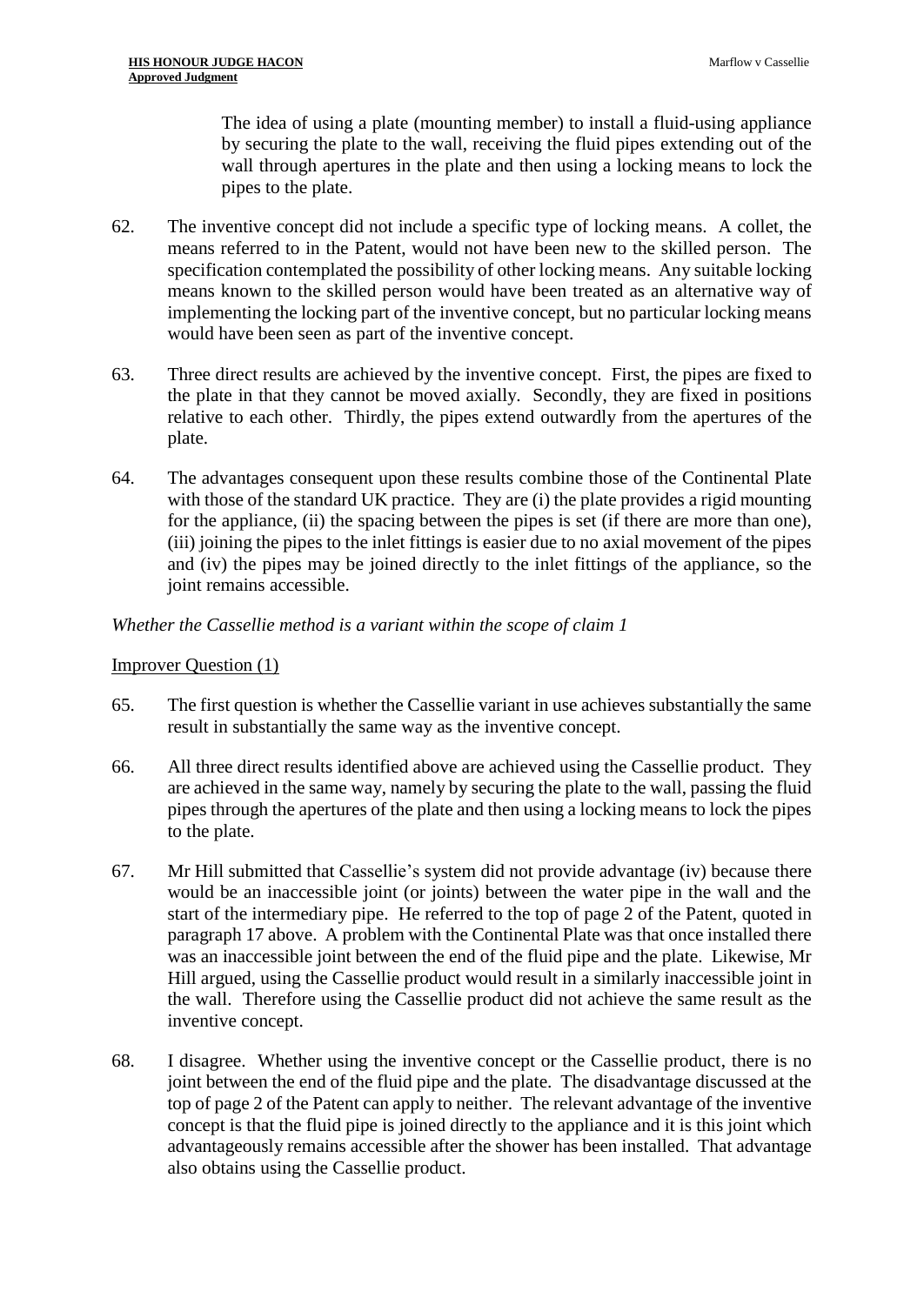The idea of using a plate (mounting member) to install a fluid-using appliance by securing the plate to the wall, receiving the fluid pipes extending out of the wall through apertures in the plate and then using a locking means to lock the pipes to the plate.

62. The inventive concept did not include a specific type of locking means. A collet, the means referred to in the Patent, would not have been new to the skilled person. The specification contemplated the possibility of other locking means. Any suitable locking means known to the skilled person would have been treated as an alternative way of implementing the locking part of the inventive concept, but no particular locking means would have been seen as part of the inventive concept.

63. Three direct results are achieved by the inventive concept. First, the pipes are fixed to the plate in that they cannot be moved axially. Secondly, they are fixed in positions relative to each other. Thirdly, the pipes extend outwardly from the apertures of the plate.

64. The advantages consequent upon these results combine those of the Continental Plate with those of the standard UK practice. They are (i) the plate provides a rigid mounting for the appliance, (ii) the spacing between the pipes is set (if there are more than one), (iii) joining the pipes to the inlet fittings is easier due to no axial movement of the pipes and (iv) the pipes may be joined directly to the inlet fittings of the appliance, so the joint remains accessible.

*Whether the Cassellie method is a variant within the scope of claim 1*

Improver Question (1)

65. The first question is whether the Cassellie variant in use achieves substantially the same result in substantially the same way as the inventive concept.

66. All three direct results identified above are achieved using the Cassellie product. They are achieved in the same way, namely by securing the plate to the wall, passing the fluid pipes through the apertures of the plate and then using a locking means to lock the pipes to the plate.

67. Mr Hill submitted that Cassellie's system did not provide advantage (iv) because there would be an inaccessible joint (or joints) between the water pipe in the wall and the start of the intermediary pipe. He referred to the top of page 2 of the Patent, quoted in paragraph 17 above. A problem with the Continental Plate was that once installed there was an inaccessible joint between the end of the fluid pipe and the plate. Likewise, Mr Hill argued, using the Cassellie product would result in a similarly inaccessible joint in the wall. Therefore using the Cassellie product did not achieve the same result as the inventive concept.

68. I disagree. Whether using the inventive concept or the Cassellie product, there is no joint between the end of the fluid pipe and the plate. The disadvantage discussed at the top of page 2 of the Patent can apply to neither. The relevant advantage of the inventive concept is that the fluid pipe is joined directly to the appliance and it is this joint which advantageously remains accessible after the shower has been installed. That advantage also obtains using the Cassellie product.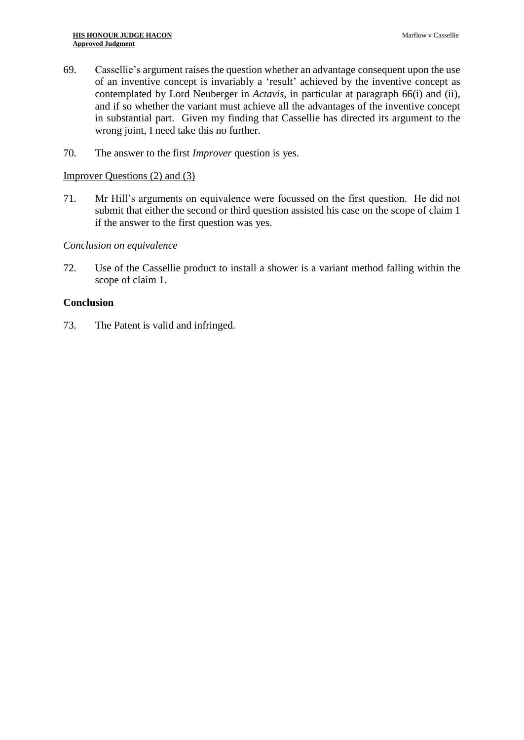69. Cassellie's argument raises the question whether an advantage consequent upon the use of an inventive concept is invariably a 'result' achieved by the inventive concept as contemplated by Lord Neuberger in *Actavis*, in particular at paragraph 66(i) and (ii), and if so whether the variant must achieve all the advantages of the inventive concept in substantial part. Given my finding that Cassellie has directed its argument to the wrong joint, I need take this no further.

70. The answer to the first *Improver* question is yes.

Improver Questions (2) and (3)

71. Mr Hill's arguments on equivalence were focussed on the first question. He did not submit that either the second or third question assisted his case on the scope of claim 1 if the answer to the first question was yes.

*Conclusion on equivalence*

72. Use of the Cassellie product to install a shower is a variant method falling within the scope of claim 1.

**Conclusion**

73. The Patent is valid and infringed.